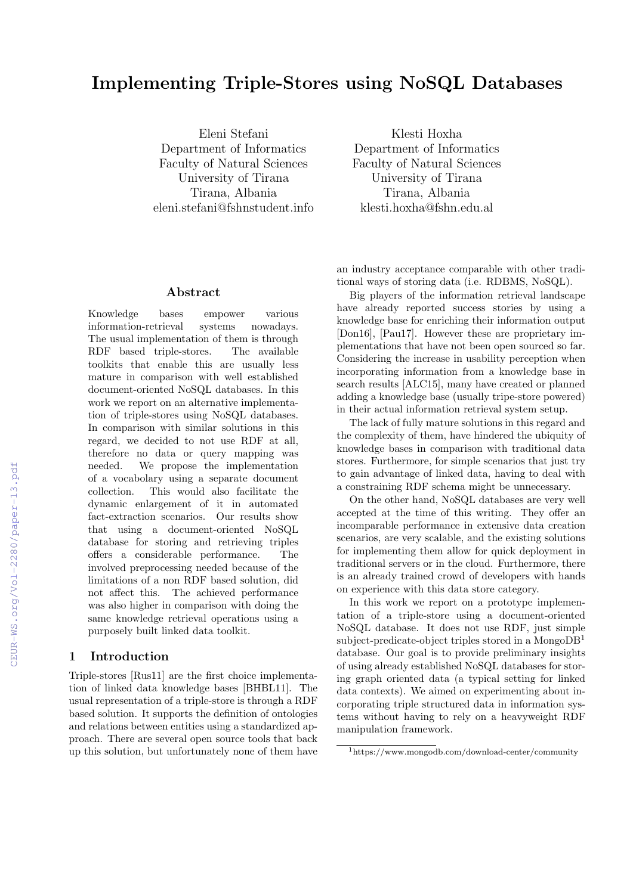# Implementing Triple-Stores using NoSQL Databases

Eleni Stefani
Department of Informatics
Faculty of Natural Sciences
University of Tirana
Tirana, Albania
eleni.stefani@fshnstudent.info

Klesti Hoxha
Department of Informatics
Faculty of Natural Sciences
University of Tirana
Tirana, Albania
klesti.hoxha@fshn.edu.al

## Abstract

Knowledge bases empower various information-retrieval systems nowadays. The usual implementation of them is through RDF based triple-stores. The available toolkits that enable this are usually less mature in comparison with well established document-oriented NoSQL databases. In this work we report on an alternative implementation of triple-stores using NoSQL databases. In comparison with similar solutions in this regard, we decided to not use RDF at all, therefore no data or query mapping was needed. We propose the implementation of a vocabolary using a separate document collection. This would also facilitate the dynamic enlargement of it in automated fact-extraction scenarios. Our results show that using a document-oriented NoSQL database for storing and retrieving triples offers a considerable performance. The involved preprocessing needed because of the limitations of a non RDF based solution, did not affect this. The achieved performance was also higher in comparison with doing the same knowledge retrieval operations using a purposely built linked data toolkit.

## 1 Introduction

Triple-stores [Rus11] are the first choice implementation of linked data knowledge bases [BHBL11]. The usual representation of a triple-store is through a RDF based solution. It supports the definition of ontologies and relations between entities using a standardized approach. There are several open source tools that back up this solution, but unfortunately none of them have an industry acceptance comparable with other traditional ways of storing data (i.e. RDBMS, NoSQL).

Big players of the information retrieval landscape have already reported success stories by using a knowledge base for enriching their information output [Don16], [Pau17]. However these are proprietary implementations that have not been open sourced so far. Considering the increase in usability perception when incorporating information from a knowledge base in search results [ALC15], many have created or planned adding a knowledge base (usually tripe-store powered) in their actual information retrieval system setup.

The lack of fully mature solutions in this regard and the complexity of them, have hindered the ubiquity of knowledge bases in comparison with traditional data stores. Furthermore, for simple scenarios that just try to gain advantage of linked data, having to deal with a constraining RDF schema might be unnecessary.

On the other hand, NoSQL databases are very well accepted at the time of this writing. They offer an incomparable performance in extensive data creation scenarios, are very scalable, and the existing solutions for implementing them allow for quick deployment in traditional servers or in the cloud. Furthermore, there is an already trained crowd of developers with hands on experience with this data store category.

In this work we report on a prototype implementation of a triple-store using a document-oriented NoSQL database. It does not use RDF, just simple subject-predicate-object triples stored in a MongoDB[1] database. Our goal is to provide preliminary insights of using already established NoSQL databases for storing graph oriented data (a typical setting for linked data contexts). We aimed on experimenting about incorporating triple structured data in information systems without having to rely on a heavyweight RDF manipulation framework.

[1] https://www.mongodb.com/download-center/community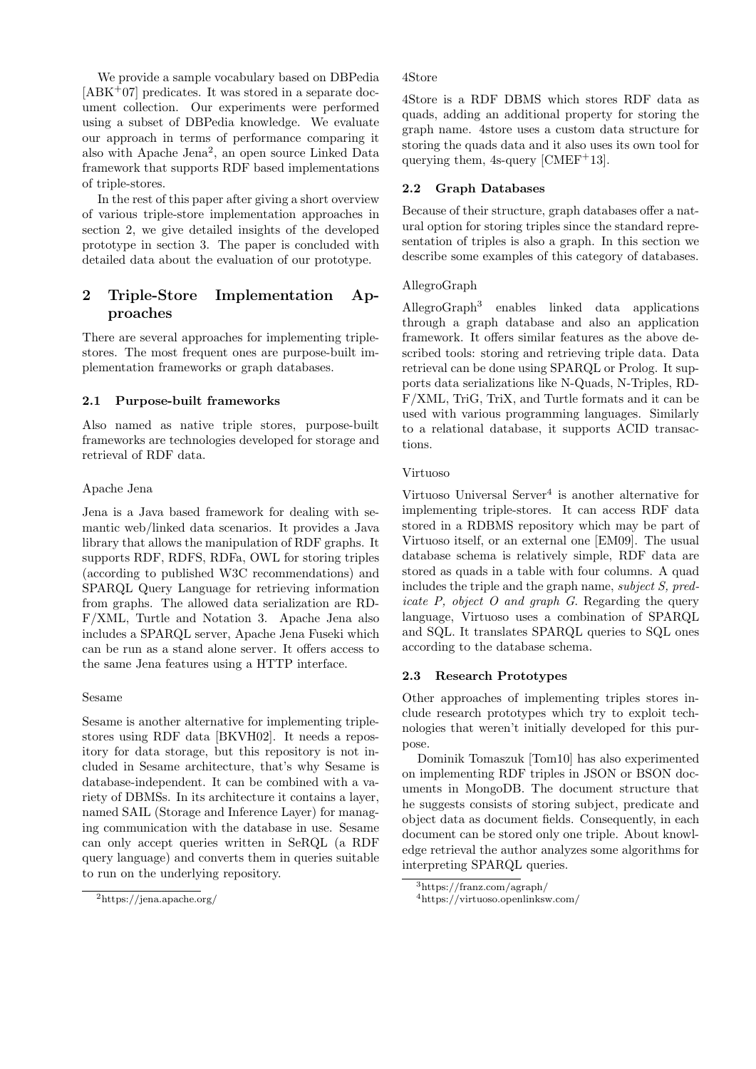We provide a sample vocabulary based on DBPedia [ABK+07] predicates. It was stored in a separate document collection. Our experiments were performed using a subset of DBPedia knowledge. We evaluate our approach in terms of performance comparing it also with Apache Jena[2], an open source Linked Data framework that supports RDF based implementations of triple-stores.

In the rest of this paper after giving a short overview of various triple-store implementation approaches in section 2, we give detailed insights of the developed prototype in section 3. The paper is concluded with detailed data about the evaluation of our prototype.

## 2 Triple-Store Implementation Approaches

There are several approaches for implementing triple-stores. The most frequent ones are purpose-built implementation frameworks or graph databases.

### 2.1 Purpose-built frameworks

Also named as native triple stores, purpose-built frameworks are technologies developed for storage and retrieval of RDF data.

Apache Jena

Jena is a Java based framework for dealing with semantic web/linked data scenarios. It provides a Java library that allows the manipulation of RDF graphs. It supports RDF, RDFS, RDFa, OWL for storing triples (according to published W3C recommendations) and SPARQL Query Language for retrieving information from graphs. The allowed data serialization are RDF/XML, Turtle and Notation 3. Apache Jena also includes a SPARQL server, Apache Jena Fuseki which can be run as a stand alone server. It offers access to the same Jena features using a HTTP interface.

Sesame

Sesame is another alternative for implementing triple-stores using RDF data [BKVH02]. It needs a repository for data storage, but this repository is not included in Sesame architecture, that's why Sesame is database-independent. It can be combined with a variety of DBMSs. In its architecture it contains a layer, named SAIL (Storage and Inference Layer) for managing communication with the database in use. Sesame can only accept queries written in SeRQL (a RDF query language) and converts them in queries suitable to run on the underlying repository.

[2] https://jena.apache.org/

4Store

4Store is a RDF DBMS which stores RDF data as quads, adding an additional property for storing the graph name. 4store uses a custom data structure for storing the quads data and it also uses its own tool for querying them, 4s-query [CMEF+13].

### 2.2 Graph Databases

Because of their structure, graph databases offer a natural option for storing triples since the standard representation of triples is also a graph. In this section we describe some examples of this category of databases.

AllegroGraph

AllegroGraph[3] enables linked data applications through a graph database and also an application framework. It offers similar features as the above described tools: storing and retrieving triple data. Data retrieval can be done using SPARQL or Prolog. It supports data serializations like N-Quads, N-Triples, RDF/XML, TriG, TriX, and Turtle formats and it can be used with various programming languages. Similarly to a relational database, it supports ACID transactions.

Virtuoso

Virtuoso Universal Server[4] is another alternative for implementing triple-stores. It can access RDF data stored in a RDBMS repository which may be part of Virtuoso itself, or an external one [EM09]. The usual database schema is relatively simple, RDF data are stored as quads in a table with four columns. A quad includes the triple and the graph name, *subject S, predicate P, object O and graph G.* Regarding the query language, Virtuoso uses a combination of SPARQL and SQL. It translates SPARQL queries to SQL ones according to the database schema.

### 2.3 Research Prototypes

Other approaches of implementing triples stores include research prototypes which try to exploit technologies that weren't initially developed for this purpose.

Dominik Tomaszuk [Tom10] has also experimented on implementing RDF triples in JSON or BSON documents in MongoDB. The document structure that he suggests consists of storing subject, predicate and object data as document fields. Consequently, in each document can be stored only one triple. About knowledge retrieval the author analyzes some algorithms for interpreting SPARQL queries.

[3] https://franz.com/agraph/

[4] https://virtuoso.openlinksw.com/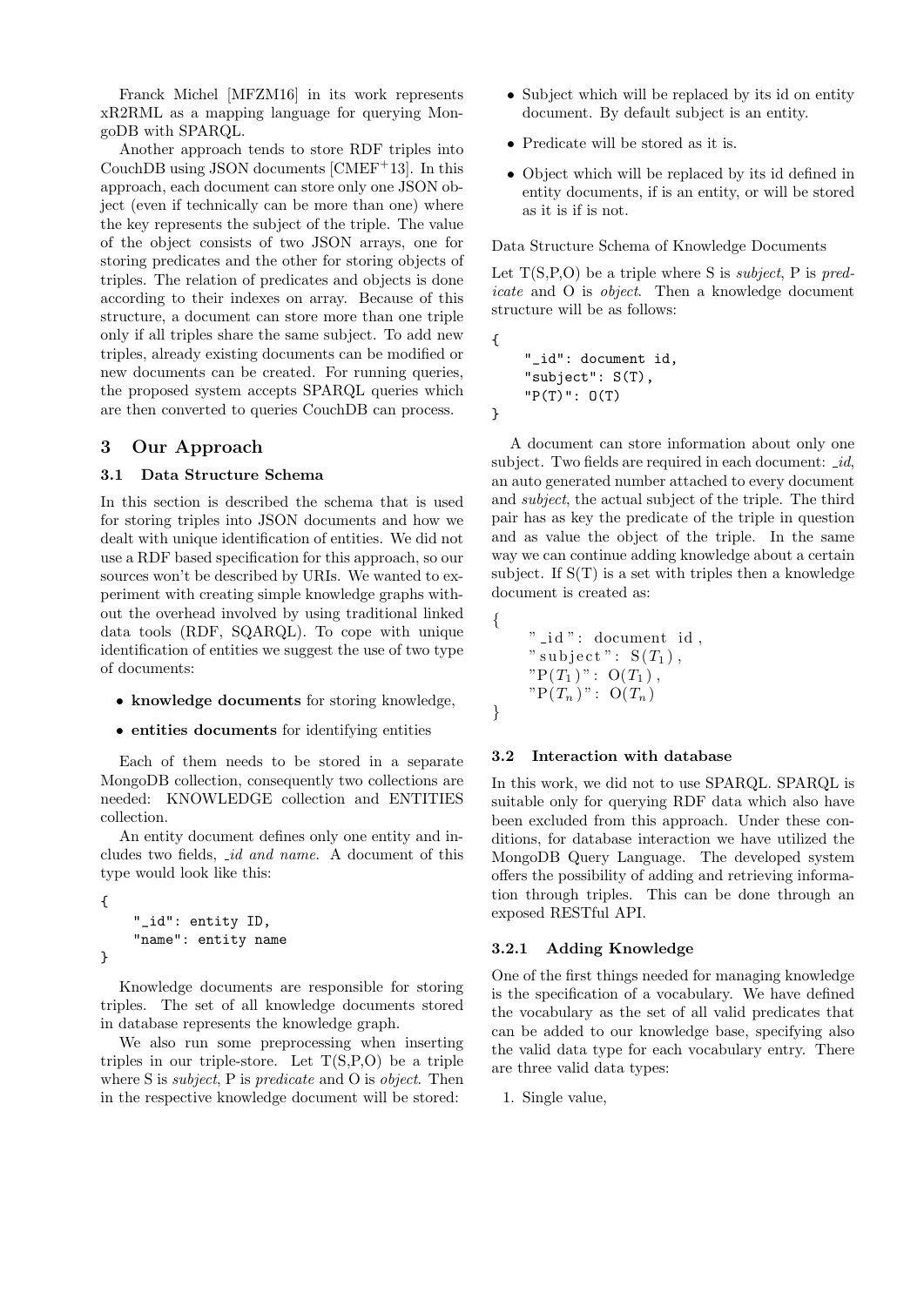Franck Michel [MFZM16] in its work represents xR2RML as a mapping language for querying MongoDB with SPARQL.

Another approach tends to store RDF triples into CouchDB using JSON documents [CMEF+13]. In this approach, each document can store only one JSON object (even if technically can be more than one) where the key represents the subject of the triple. The value of the object consists of two JSON arrays, one for storing predicates and the other for storing objects of triples. The relation of predicates and objects is done according to their indexes on array. Because of this structure, a document can store more than one triple only if all triples share the same subject. To add new triples, already existing documents can be modified or new documents can be created. For running queries, the proposed system accepts SPARQL queries which are then converted to queries CouchDB can process.

## 3 Our Approach

### 3.1 Data Structure Schema

In this section is described the schema that is used for storing triples into JSON documents and how we dealt with unique identification of entities. We did not use a RDF based specification for this approach, so our sources won't be described by URIs. We wanted to experiment with creating simple knowledge graphs without the overhead involved by using traditional linked data tools (RDF, SQARQL). To cope with unique identification of entities we suggest the use of two type of documents:

- **knowledge documents** for storing knowledge,
- **entities documents** for identifying entities

Each of them needs to be stored in a separate MongoDB collection, consequently two collections are needed: KNOWLEDGE collection and ENTITIES collection.

An entity document defines only one entity and includes two fields, *_id and name*. A document of this type would look like this:

```
{
    "_id": entity ID,
    "name": entity name
}
```

Knowledge documents are responsible for storing triples. The set of all knowledge documents stored in database represents the knowledge graph.

We also run some preprocessing when inserting triples in our triple-store. Let T(S,P,O) be a triple where S is *subject*, P is *predicate* and O is *object*. Then in the respective knowledge document will be stored:

- Subject which will be replaced by its id on entity document. By default subject is an entity.
- Predicate will be stored as it is.
- Object which will be replaced by its id defined in entity documents, if is an entity, or will be stored as it is if is not.

Data Structure Schema of Knowledge Documents

Let T(S,P,O) be a triple where S is *subject*, P is *predicate* and O is *object*. Then a knowledge document structure will be as follows:

```
{
    "_id": document id,
    "subject": S(T),
    "P(T)": O(T)
}
```

A document can store information about only one subject. Two fields are required in each document: *_id*, an auto generated number attached to every document and *subject*, the actual subject of the triple. The third pair has as key the predicate of the triple in question and as value the object of the triple. In the same way we can continue adding knowledge about a certain subject. If S(T) is a set with triples then a knowledge document is created as:

```
{
    "_id": document id,
    "subject": S(T_1),
    "P(T_1)": O(T_1),
    "P(T_n)": O(T_n)
}
```

### 3.2 Interaction with database

In this work, we did not to use SPARQL. SPARQL is suitable only for querying RDF data which also have been excluded from this approach. Under these conditions, for database interaction we have utilized the MongoDB Query Language. The developed system offers the possibility of adding and retrieving information through triples. This can be done through an exposed RESTful API.

#### 3.2.1 Adding Knowledge

One of the first things needed for managing knowledge is the specification of a vocabulary. We have defined the vocabulary as the set of all valid predicates that can be added to our knowledge base, specifying also the valid data type for each vocabulary entry. There are three valid data types:

1. Single value,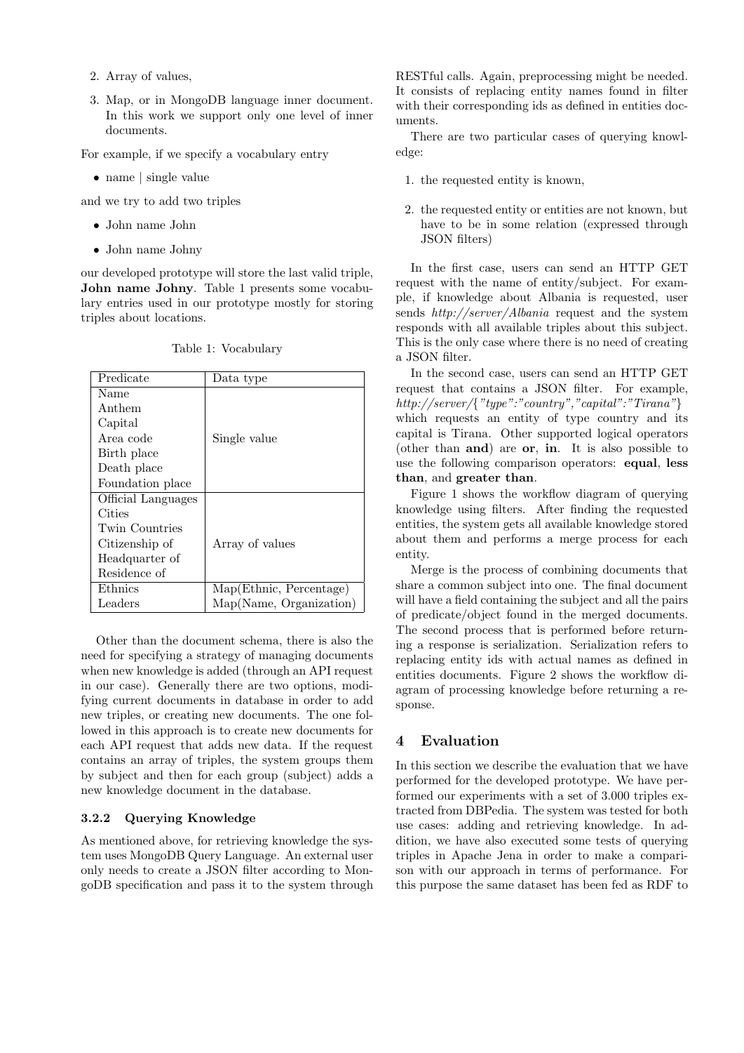2. Array of values,
3. Map, or in MongoDB language inner document. In this work we support only one level of inner documents.

For example, if we specify a vocabulary entry

- name | single value

and we try to add two triples

- John name John
- John name Johny

our developed prototype will store the last valid triple, **John name Johny**. Table 1 presents some vocabulary entries used in our prototype mostly for storing triples about locations.

Table 1: Vocabulary

| Predicate | Data type |
|---|---|
| Name<br>Anthem<br>Capital<br>Area code<br>Birth place<br>Death place<br>Foundation place | Single value |
| Official Languages<br>Cities<br>Twin Countries<br>Citizenship of<br>Headquarter of<br>Residence of | Array of values |
| Ethnics | Map(Ethnic, Percentage) |
| Leaders | Map(Name, Organization) |

Other than the document schema, there is also the need for specifying a strategy of managing documents when new knowledge is added (through an API request in our case). Generally there are two options, modifying current documents in database in order to add new triples, or creating new documents. The one followed in this approach is to create new documents for each API request that adds new data. If the request contains an array of triples, the system groups them by subject and then for each group (subject) adds a new knowledge document in the database.

### 3.2.2 Querying Knowledge

As mentioned above, for retrieving knowledge the system uses MongoDB Query Language. An external user only needs to create a JSON filter according to MongoDB specification and pass it to the system through RESTful calls. Again, preprocessing might be needed. It consists of replacing entity names found in filter with their corresponding ids as defined in entities documents.

There are two particular cases of querying knowledge:

1. the requested entity is known,
2. the requested entity or entities are not known, but have to be in some relation (expressed through JSON filters)

In the first case, users can send an HTTP GET request with the name of entity/subject. For example, if knowledge about Albania is requested, user sends *http://server/Albania* request and the system responds with all available triples about this subject. This is the only case where there is no need of creating a JSON filter.

In the second case, users can send an HTTP GET request that contains a JSON filter. For example, *http://server/{"type":"country","capital":"Tirana"}* which requests an entity of type country and its capital is Tirana. Other supported logical operators (other than **and**) are **or**, **in**. It is also possible to use the following comparison operators: **equal**, **less than**, and **greater than**.

Figure 1 shows the workflow diagram of querying knowledge using filters. After finding the requested entities, the system gets all available knowledge stored about them and performs a merge process for each entity.

Merge is the process of combining documents that share a common subject into one. The final document will have a field containing the subject and all the pairs of predicate/object found in the merged documents. The second process that is performed before returning a response is serialization. Serialization refers to replacing entity ids with actual names as defined in entities documents. Figure 2 shows the workflow diagram of processing knowledge before returning a response.

## 4 Evaluation

In this section we describe the evaluation that we have performed for the developed prototype. We have performed our experiments with a set of 3.000 triples extracted from DBPedia. The system was tested for both use cases: adding and retrieving knowledge. In addition, we have also executed some tests of querying triples in Apache Jena in order to make a comparison with our approach in terms of performance. For this purpose the same dataset has been fed as RDF to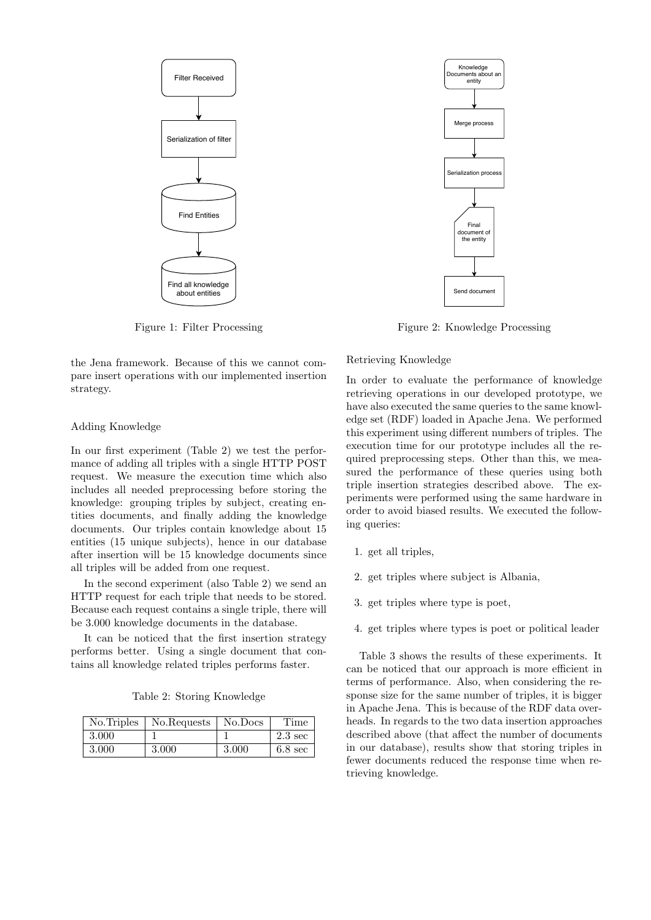Figure 1: Filter Processing

Figure 2: Knowledge Processing

the Jena framework. Because of this we cannot compare insert operations with our implemented insertion strategy.

Adding Knowledge

In our first experiment (Table 2) we test the performance of adding all triples with a single HTTP POST request. We measure the execution time which also includes all needed preprocessing before storing the knowledge: grouping triples by subject, creating entities documents, and finally adding the knowledge documents. Our triples contain knowledge about 15 entities (15 unique subjects), hence in our database after insertion will be 15 knowledge documents since all triples will be added from one request.

In the second experiment (also Table 2) we send an HTTP request for each triple that needs to be stored. Because each request contains a single triple, there will be 3.000 knowledge documents in the database.

It can be noticed that the first insertion strategy performs better. Using a single document that contains all knowledge related triples performs faster.

Table 2: Storing Knowledge

| No.Triples | No.Requests | No.Docs | Time |
|---|---|---|---|
| 3.000 | 1 | 1 | 2.3 sec |
| 3.000 | 3.000 | 3.000 | 6.8 sec |

Retrieving Knowledge

In order to evaluate the performance of knowledge retrieving operations in our developed prototype, we have also executed the same queries to the same knowledge set (RDF) loaded in Apache Jena. We performed this experiment using different numbers of triples. The execution time for our prototype includes all the required preprocessing steps. Other than this, we measured the performance of these queries using both triple insertion strategies described above. The experiments were performed using the same hardware in order to avoid biased results. We executed the following queries:

1. get all triples,
2. get triples where subject is Albania,
3. get triples where type is poet,
4. get triples where types is poet or political leader

Table 3 shows the results of these experiments. It can be noticed that our approach is more efficient in terms of performance. Also, when considering the response size for the same number of triples, it is bigger in Apache Jena. This is because of the RDF data overheads. In regards to the two data insertion approaches described above (that affect the number of documents in our database), results show that storing triples in fewer documents reduced the response time when retrieving knowledge.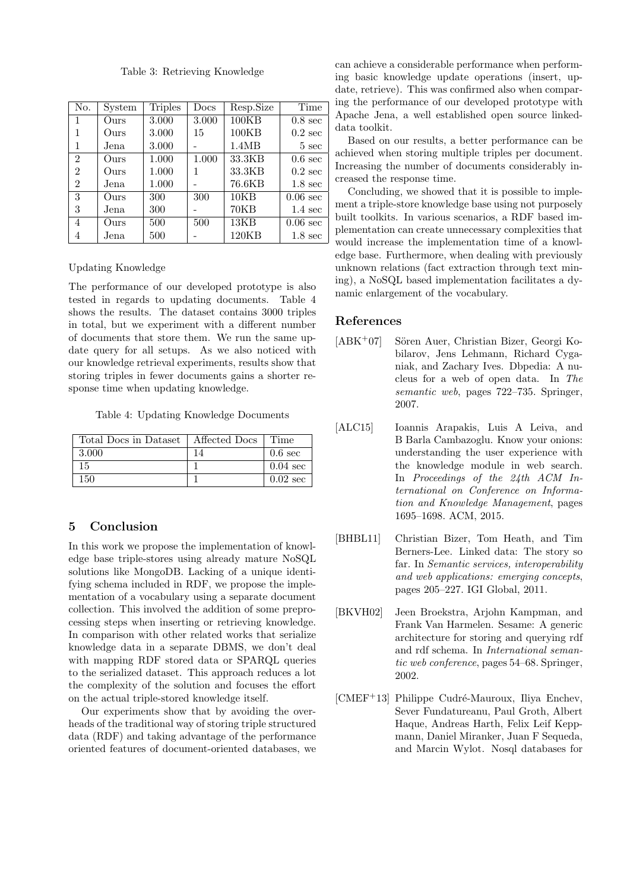Table 3: Retrieving Knowledge

| No. | System | Triples | Docs | Resp.Size | Time |
|---|---|---|---|---|---|
| 1 | Ours | 3.000 | 3.000 | 100KB | 0.8 sec |
| 1 | Ours | 3.000 | 15 | 100KB | 0.2 sec |
| 1 | Jena | 3.000 | - | 1.4MB | 5 sec |
| 2 | Ours | 1.000 | 1.000 | 33.3KB | 0.6 sec |
| 2 | Ours | 1.000 | 1 | 33.3KB | 0.2 sec |
| 2 | Jena | 1.000 | - | 76.6KB | 1.8 sec |
| 3 | Ours | 300 | 300 | 10KB | 0.06 sec |
| 3 | Jena | 300 | - | 70KB | 1.4 sec |
| 4 | Ours | 500 | 500 | 13KB | 0.06 sec |
| 4 | Jena | 500 | - | 120KB | 1.8 sec |

Updating Knowledge

The performance of our developed prototype is also tested in regards to updating documents. Table 4 shows the results. The dataset contains 3000 triples in total, but we experiment with a different number of documents that store them. We run the same update query for all setups. As we also noticed with our knowledge retrieval experiments, results show that storing triples in fewer documents gains a shorter response time when updating knowledge.

Table 4: Updating Knowledge Documents

| Total Docs in Dataset | Affected Docs | Time |
|---|---|---|
| 3.000 | 14 | 0.6 sec |
| 15 | 1 | 0.04 sec |
| 150 | 1 | 0.02 sec |

## 5 Conclusion

In this work we propose the implementation of knowledge base triple-stores using already mature NoSQL solutions like MongoDB. Lacking of a unique identifying schema included in RDF, we propose the implementation of a vocabulary using a separate document collection. This involved the addition of some preprocessing steps when inserting or retrieving knowledge. In comparison with other related works that serialize knowledge data in a separate DBMS, we don't deal with mapping RDF stored data or SPARQL queries to the serialized dataset. This approach reduces a lot the complexity of the solution and focuses the effort on the actual triple-stored knowledge itself.

Our experiments show that by avoiding the overheads of the traditional way of storing triple structured data (RDF) and taking advantage of the performance oriented features of document-oriented databases, we can achieve a considerable performance when performing basic knowledge update operations (insert, update, retrieve). This was confirmed also when comparing the performance of our developed prototype with Apache Jena, a well established open source linked-data toolkit.

Based on our results, a better performance can be achieved when storing multiple triples per document. Increasing the number of documents considerably increased the response time.

Concluding, we showed that it is possible to implement a triple-store knowledge base using not purposely built toolkits. In various scenarios, a RDF based implementation can create unnecessary complexities that would increase the implementation time of a knowledge base. Furthermore, when dealing with previously unknown relations (fact extraction through text mining), a NoSQL based implementation facilitates a dynamic enlargement of the vocabulary.

## References

[ABK+07] Sören Auer, Christian Bizer, Georgi Kobilarov, Jens Lehmann, Richard Cyganiak, and Zachary Ives. Dbpedia: A nucleus for a web of open data. In *The semantic web*, pages 722–735. Springer, 2007.

[ALC15] Ioannis Arapakis, Luis A Leiva, and B Barla Cambazoglu. Know your onions: understanding the user experience with the knowledge module in web search. In *Proceedings of the 24th ACM International on Conference on Information and Knowledge Management*, pages 1695–1698. ACM, 2015.

[BHBL11] Christian Bizer, Tom Heath, and Tim Berners-Lee. Linked data: The story so far. In *Semantic services, interoperability and web applications: emerging concepts*, pages 205–227. IGI Global, 2011.

[BKVH02] Jeen Broekstra, Arjohn Kampman, and Frank Van Harmelen. Sesame: A generic architecture for storing and querying rdf and rdf schema. In *International semantic web conference*, pages 54–68. Springer, 2002.

[CMEF+13] Philippe Cudré-Mauroux, Iliya Enchev, Sever Fundatureanu, Paul Groth, Albert Haque, Andreas Harth, Felix Leif Keppmann, Daniel Miranker, Juan F Sequeda, and Marcin Wylot. Nosql databases for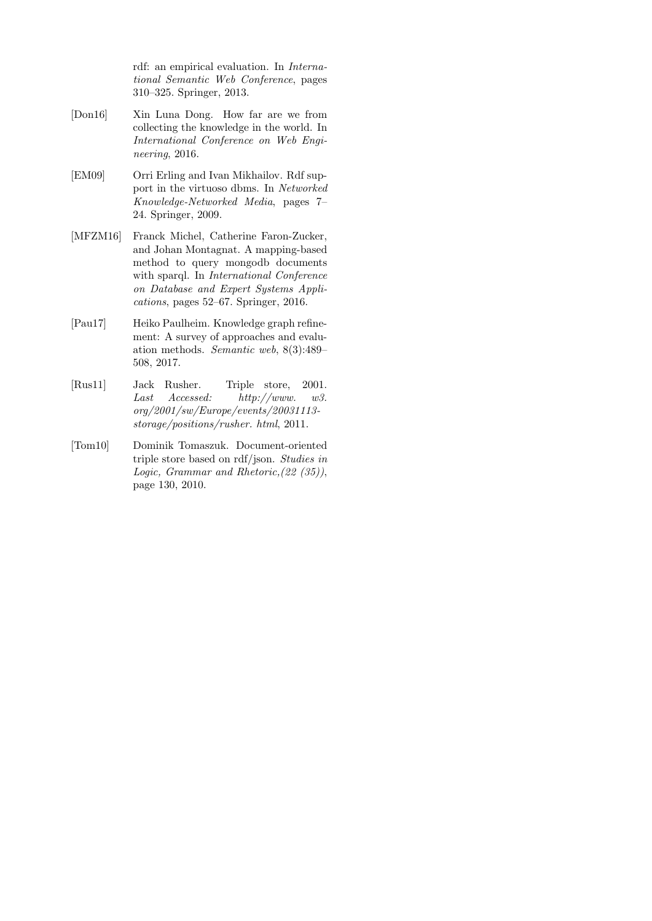rdf: an empirical evaluation. In *International Semantic Web Conference*, pages 310–325. Springer, 2013.

[Don16] Xin Luna Dong. How far are we from collecting the knowledge in the world. In *International Conference on Web Engineering*, 2016.

[EM09] Orri Erling and Ivan Mikhailov. Rdf support in the virtuoso dbms. In *Networked Knowledge-Networked Media*, pages 7–24. Springer, 2009.

[MFZM16] Franck Michel, Catherine Faron-Zucker, and Johan Montagnat. A mapping-based method to query mongodb documents with sparql. In *International Conference on Database and Expert Systems Applications*, pages 52–67. Springer, 2016.

[Pau17] Heiko Paulheim. Knowledge graph refinement: A survey of approaches and evaluation methods. *Semantic web*, 8(3):489–508, 2017.

[Rus11] Jack Rusher. Triple store, 2001. *Last Accessed: http://www. w3. org/2001/sw/Europe/events/20031113-storage/positions/rusher. html*, 2011.

[Tom10] Dominik Tomaszuk. Document-oriented triple store based on rdf/json. *Studies in Logic, Grammar and Rhetoric,(22 (35))*, page 130, 2010.